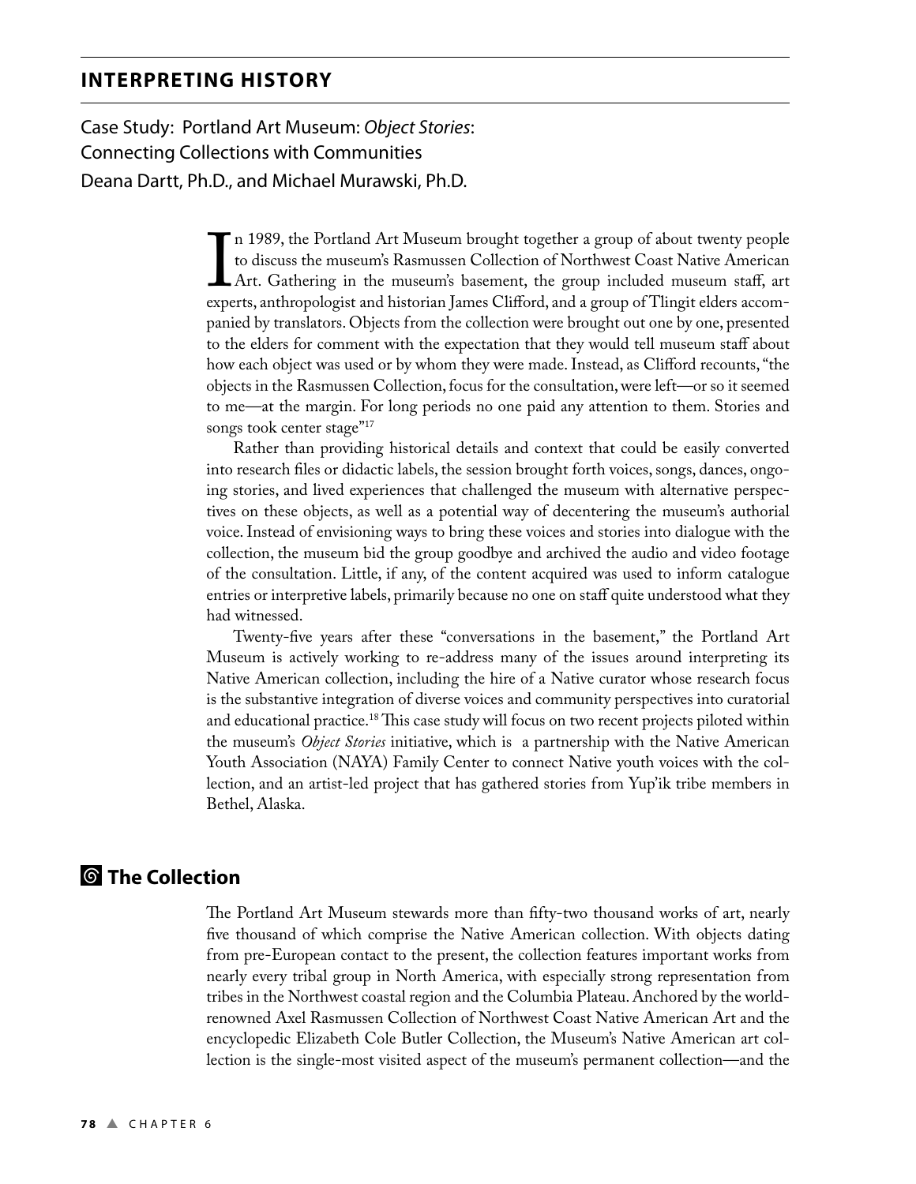## INTERPRETING HISTORY

Case Study: Portland Art Museum: *Object Stories*: Connecting Collections with Communities
Deana Dartt, Ph.D., and Michael Murawski, Ph.D.

In 1989, the Portland Art Museum brought together a group of about twenty people to discuss the museum's Rasmussen Collection of Northwest Coast Native American Art. Gathering in the museum's basement, the group included museum staff, art experts, anthropologist and historian James Clifford, and a group of Tlingit elders accompanied by translators. Objects from the collection were brought out one by one, presented to the elders for comment with the expectation that they would tell museum staff about how each object was used or by whom they were made. Instead, as Clifford recounts, "the objects in the Rasmussen Collection, focus for the consultation, were left—or so it seemed to me—at the margin. For long periods no one paid any attention to them. Stories and songs took center stage"[17]

Rather than providing historical details and context that could be easily converted into research files or didactic labels, the session brought forth voices, songs, dances, ongoing stories, and lived experiences that challenged the museum with alternative perspectives on these objects, as well as a potential way of decentering the museum's authorial voice. Instead of envisioning ways to bring these voices and stories into dialogue with the collection, the museum bid the group goodbye and archived the audio and video footage of the consultation. Little, if any, of the content acquired was used to inform catalogue entries or interpretive labels, primarily because no one on staff quite understood what they had witnessed.

Twenty-five years after these "conversations in the basement," the Portland Art Museum is actively working to re-address many of the issues around interpreting its Native American collection, including the hire of a Native curator whose research focus is the substantive integration of diverse voices and community perspectives into curatorial and educational practice.[18] This case study will focus on two recent projects piloted within the museum's *Object Stories* initiative, which is a partnership with the Native American Youth Association (NAYA) Family Center to connect Native youth voices with the collection, and an artist-led project that has gathered stories from Yup'ik tribe members in Bethel, Alaska.

## The Collection

The Portland Art Museum stewards more than fifty-two thousand works of art, nearly five thousand of which comprise the Native American collection. With objects dating from pre-European contact to the present, the collection features important works from nearly every tribal group in North America, with especially strong representation from tribes in the Northwest coastal region and the Columbia Plateau. Anchored by the world-renowned Axel Rasmussen Collection of Northwest Coast Native American Art and the encyclopedic Elizabeth Cole Butler Collection, the Museum's Native American art collection is the single-most visited aspect of the museum's permanent collection—and the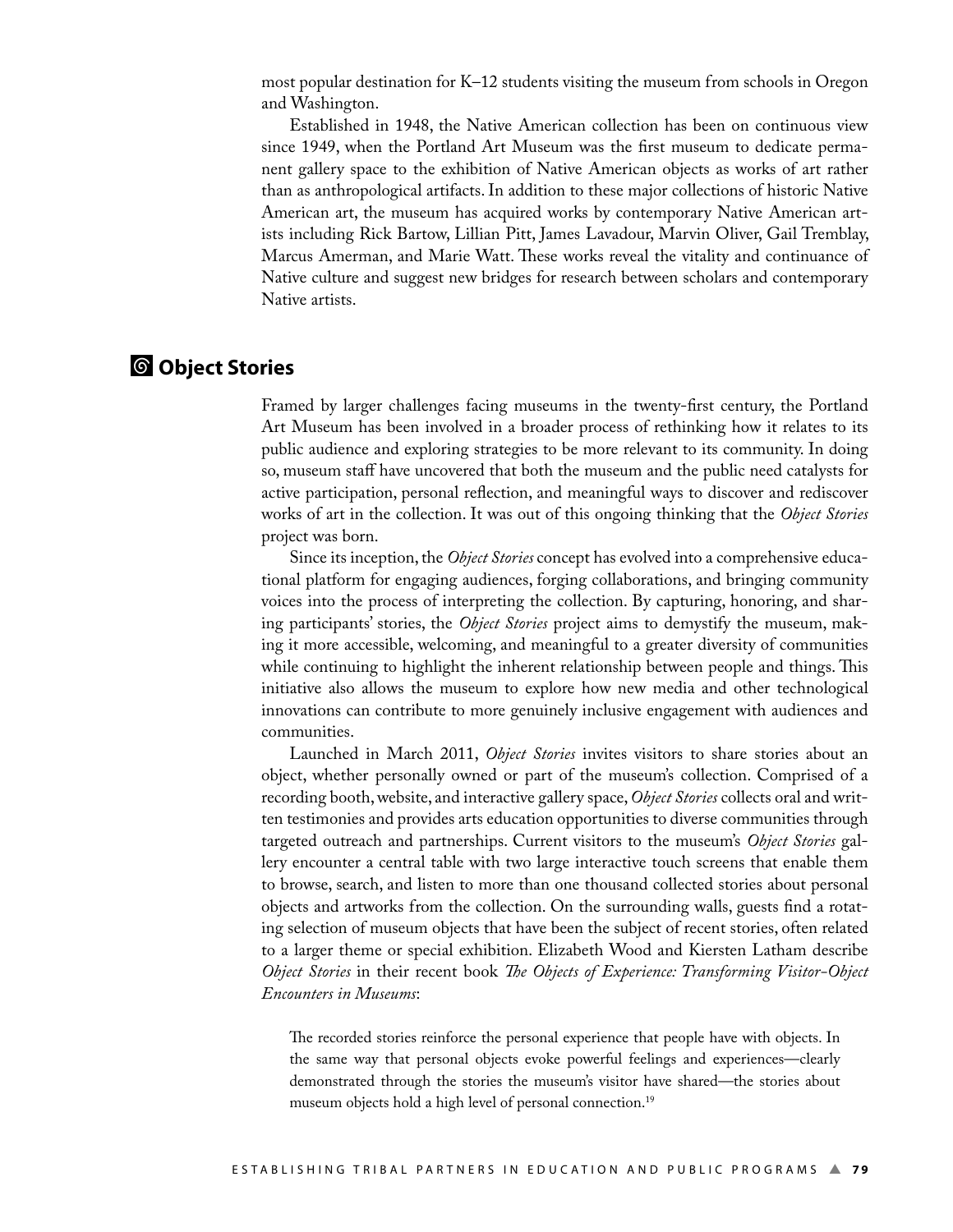most popular destination for K–12 students visiting the museum from schools in Oregon and Washington.

Established in 1948, the Native American collection has been on continuous view since 1949, when the Portland Art Museum was the first museum to dedicate permanent gallery space to the exhibition of Native American objects as works of art rather than as anthropological artifacts. In addition to these major collections of historic Native American art, the museum has acquired works by contemporary Native American artists including Rick Bartow, Lillian Pitt, James Lavadour, Marvin Oliver, Gail Tremblay, Marcus Amerman, and Marie Watt. These works reveal the vitality and continuance of Native culture and suggest new bridges for research between scholars and contemporary Native artists.

## Object Stories

Framed by larger challenges facing museums in the twenty-first century, the Portland Art Museum has been involved in a broader process of rethinking how it relates to its public audience and exploring strategies to be more relevant to its community. In doing so, museum staff have uncovered that both the museum and the public need catalysts for active participation, personal reflection, and meaningful ways to discover and rediscover works of art in the collection. It was out of this ongoing thinking that the *Object Stories* project was born.

Since its inception, the *Object Stories* concept has evolved into a comprehensive educational platform for engaging audiences, forging collaborations, and bringing community voices into the process of interpreting the collection. By capturing, honoring, and sharing participants' stories, the *Object Stories* project aims to demystify the museum, making it more accessible, welcoming, and meaningful to a greater diversity of communities while continuing to highlight the inherent relationship between people and things. This initiative also allows the museum to explore how new media and other technological innovations can contribute to more genuinely inclusive engagement with audiences and communities.

Launched in March 2011, *Object Stories* invites visitors to share stories about an object, whether personally owned or part of the museum's collection. Comprised of a recording booth, website, and interactive gallery space, *Object Stories* collects oral and written testimonies and provides arts education opportunities to diverse communities through targeted outreach and partnerships. Current visitors to the museum's *Object Stories* gallery encounter a central table with two large interactive touch screens that enable them to browse, search, and listen to more than one thousand collected stories about personal objects and artworks from the collection. On the surrounding walls, guests find a rotating selection of museum objects that have been the subject of recent stories, often related to a larger theme or special exhibition. Elizabeth Wood and Kiersten Latham describe *Object Stories* in their recent book *The Objects of Experience: Transforming Visitor-Object Encounters in Museums*:

> The recorded stories reinforce the personal experience that people have with objects. In the same way that personal objects evoke powerful feelings and experiences—clearly demonstrated through the stories the museum's visitor have shared—the stories about museum objects hold a high level of personal connection.[19]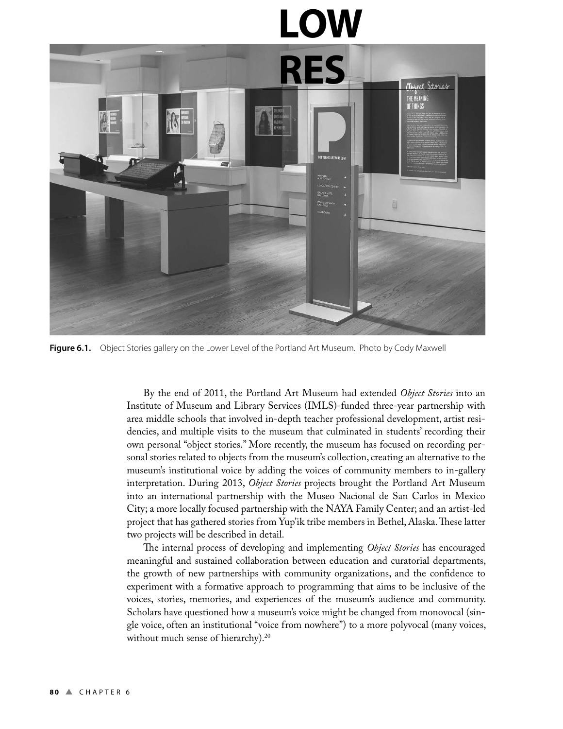Figure 6.1. Object Stories gallery on the Lower Level of the Portland Art Museum. Photo by Cody Maxwell

By the end of 2011, the Portland Art Museum had extended *Object Stories* into an Institute of Museum and Library Services (IMLS)-funded three-year partnership with area middle schools that involved in-depth teacher professional development, artist residencies, and multiple visits to the museum that culminated in students' recording their own personal "object stories." More recently, the museum has focused on recording personal stories related to objects from the museum's collection, creating an alternative to the museum's institutional voice by adding the voices of community members to in-gallery interpretation. During 2013, *Object Stories* projects brought the Portland Art Museum into an international partnership with the Museo Nacional de San Carlos in Mexico City; a more locally focused partnership with the NAYA Family Center; and an artist-led project that has gathered stories from Yup'ik tribe members in Bethel, Alaska. These latter two projects will be described in detail.

The internal process of developing and implementing *Object Stories* has encouraged meaningful and sustained collaboration between education and curatorial departments, the growth of new partnerships with community organizations, and the confidence to experiment with a formative approach to programming that aims to be inclusive of the voices, stories, memories, and experiences of the museum's audience and community. Scholars have questioned how a museum's voice might be changed from monovocal (single voice, often an institutional "voice from nowhere") to a more polyvocal (many voices, without much sense of hierarchy).[20]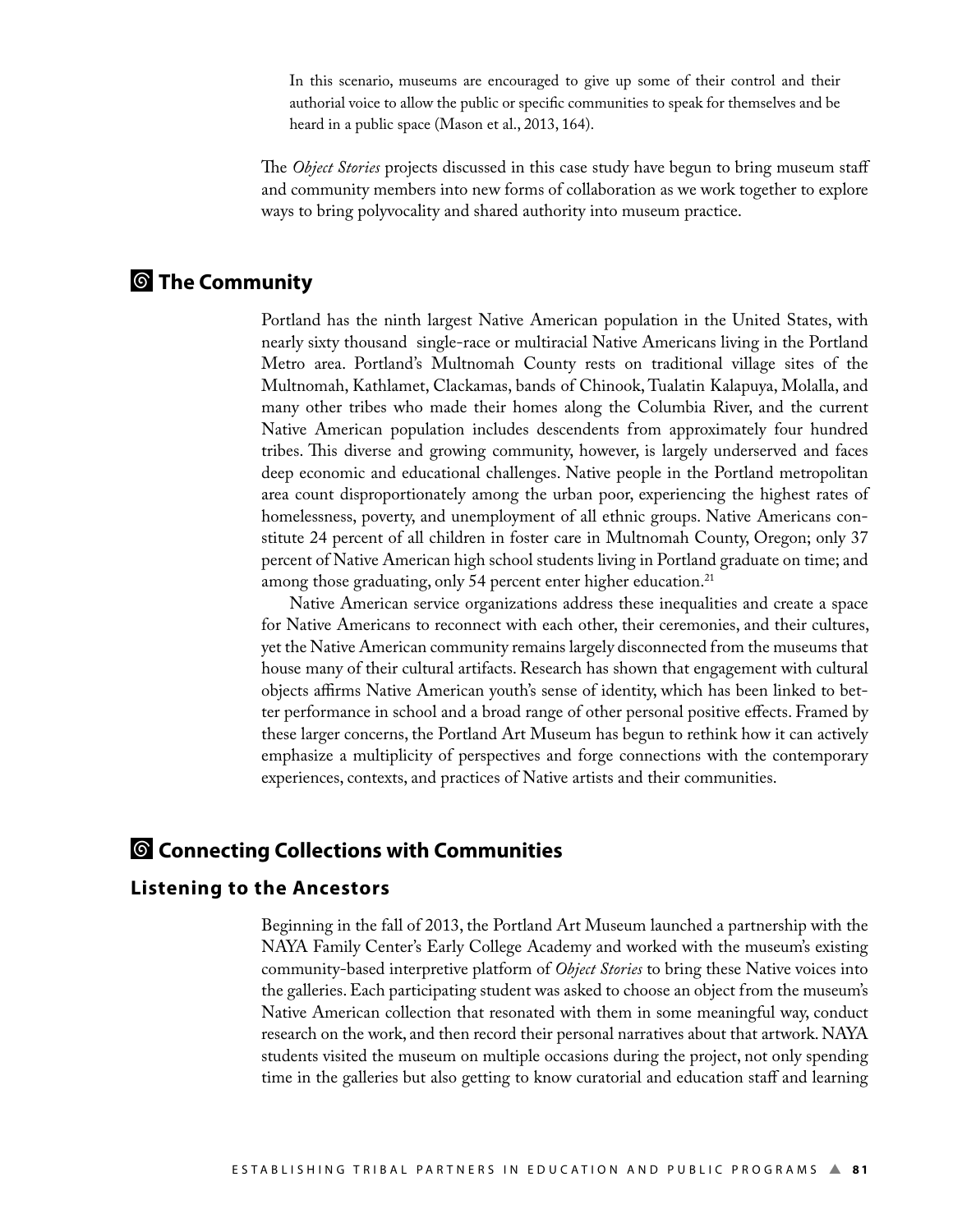> In this scenario, museums are encouraged to give up some of their control and their authorial voice to allow the public or specific communities to speak for themselves and be heard in a public space (Mason et al., 2013, 164).

The *Object Stories* projects discussed in this case study have begun to bring museum staff and community members into new forms of collaboration as we work together to explore ways to bring polyvocality and shared authority into museum practice.

## The Community

Portland has the ninth largest Native American population in the United States, with nearly sixty thousand single-race or multiracial Native Americans living in the Portland Metro area. Portland's Multnomah County rests on traditional village sites of the Multnomah, Kathlamet, Clackamas, bands of Chinook, Tualatin Kalapuya, Molalla, and many other tribes who made their homes along the Columbia River, and the current Native American population includes descendents from approximately four hundred tribes. This diverse and growing community, however, is largely underserved and faces deep economic and educational challenges. Native people in the Portland metropolitan area count disproportionately among the urban poor, experiencing the highest rates of homelessness, poverty, and unemployment of all ethnic groups. Native Americans constitute 24 percent of all children in foster care in Multnomah County, Oregon; only 37 percent of Native American high school students living in Portland graduate on time; and among those graduating, only 54 percent enter higher education.[21]

Native American service organizations address these inequalities and create a space for Native Americans to reconnect with each other, their ceremonies, and their cultures, yet the Native American community remains largely disconnected from the museums that house many of their cultural artifacts. Research has shown that engagement with cultural objects affirms Native American youth's sense of identity, which has been linked to better performance in school and a broad range of other personal positive effects. Framed by these larger concerns, the Portland Art Museum has begun to rethink how it can actively emphasize a multiplicity of perspectives and forge connections with the contemporary experiences, contexts, and practices of Native artists and their communities.

## Connecting Collections with Communities

### Listening to the Ancestors

Beginning in the fall of 2013, the Portland Art Museum launched a partnership with the NAYA Family Center's Early College Academy and worked with the museum's existing community-based interpretive platform of *Object Stories* to bring these Native voices into the galleries. Each participating student was asked to choose an object from the museum's Native American collection that resonated with them in some meaningful way, conduct research on the work, and then record their personal narratives about that artwork. NAYA students visited the museum on multiple occasions during the project, not only spending time in the galleries but also getting to know curatorial and education staff and learning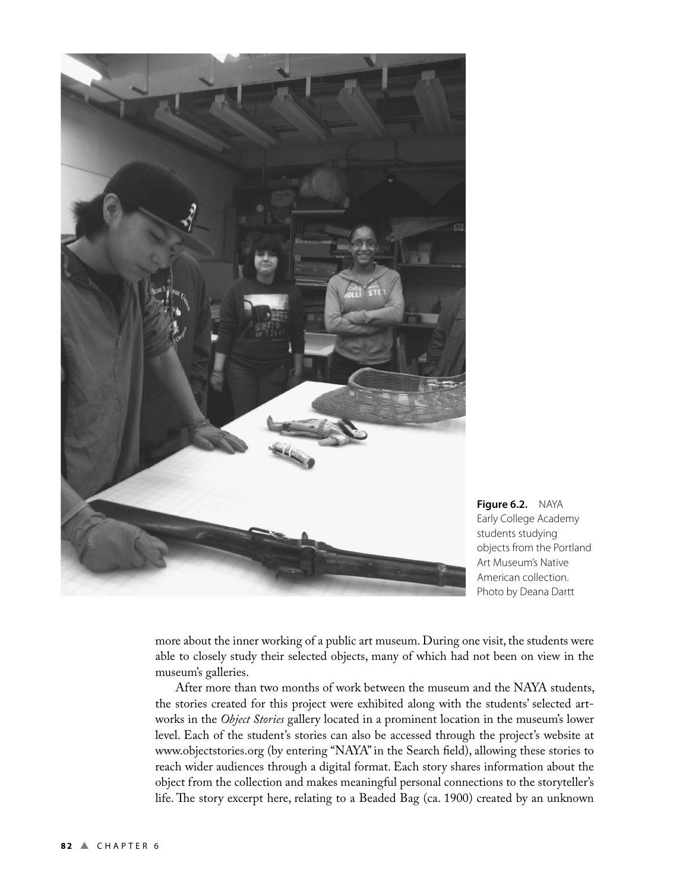**Figure 6.2.** NAYA Early College Academy students studying objects from the Portland Art Museum's Native American collection. Photo by Deana Dartt

more about the inner working of a public art museum. During one visit, the students were able to closely study their selected objects, many of which had not been on view in the museum's galleries.

After more than two months of work between the museum and the NAYA students, the stories created for this project were exhibited along with the students' selected artworks in the *Object Stories* gallery located in a prominent location in the museum's lower level. Each of the student's stories can also be accessed through the project's website at www.objectstories.org (by entering "NAYA" in the Search field), allowing these stories to reach wider audiences through a digital format. Each story shares information about the object from the collection and makes meaningful personal connections to the storyteller's life. The story excerpt here, relating to a Beaded Bag (ca. 1900) created by an unknown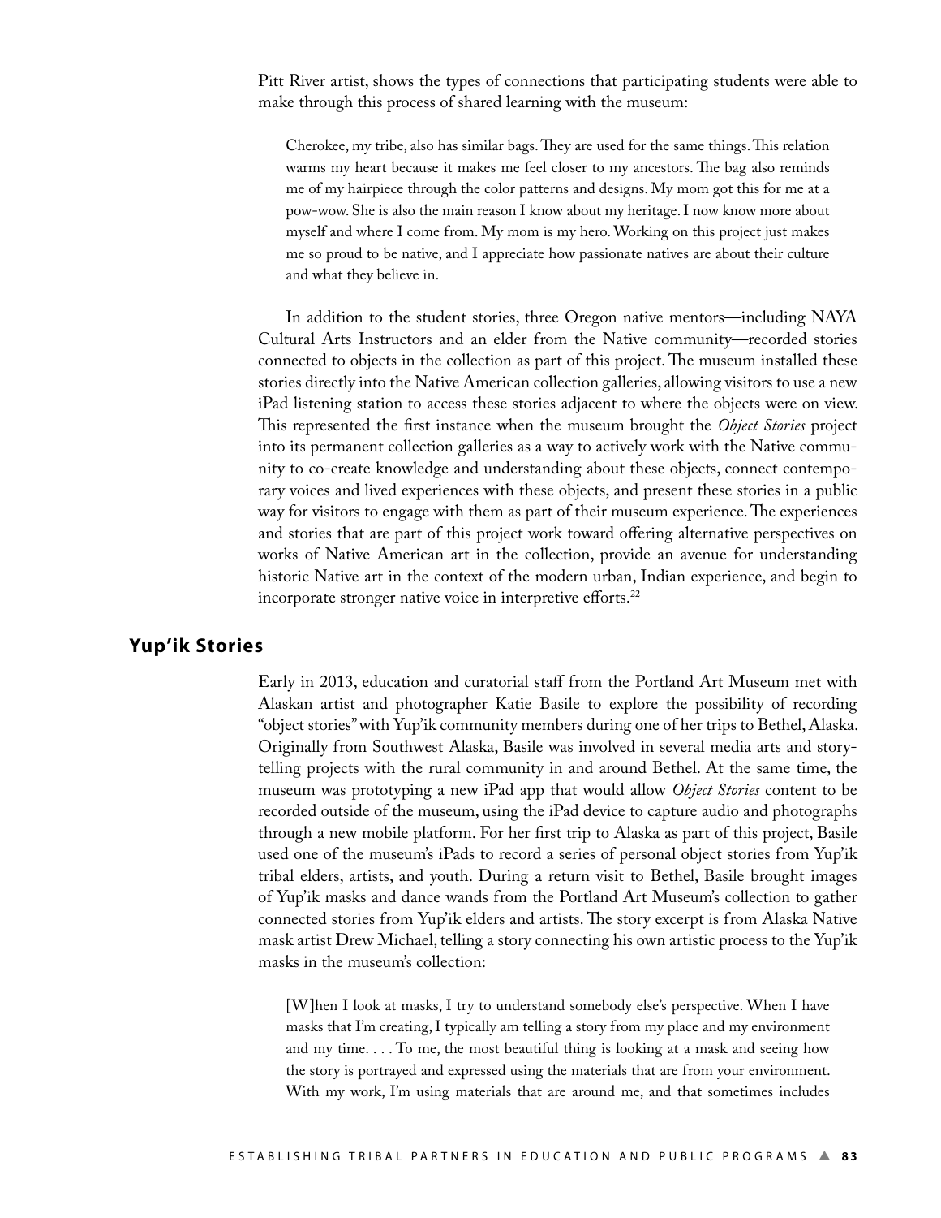Pitt River artist, shows the types of connections that participating students were able to make through this process of shared learning with the museum:

> Cherokee, my tribe, also has similar bags. They are used for the same things. This relation warms my heart because it makes me feel closer to my ancestors. The bag also reminds me of my hairpiece through the color patterns and designs. My mom got this for me at a pow-wow. She is also the main reason I know about my heritage. I now know more about myself and where I come from. My mom is my hero. Working on this project just makes me so proud to be native, and I appreciate how passionate natives are about their culture and what they believe in.

In addition to the student stories, three Oregon native mentors—including NAYA Cultural Arts Instructors and an elder from the Native community—recorded stories connected to objects in the collection as part of this project. The museum installed these stories directly into the Native American collection galleries, allowing visitors to use a new iPad listening station to access these stories adjacent to where the objects were on view. This represented the first instance when the museum brought the *Object Stories* project into its permanent collection galleries as a way to actively work with the Native community to co-create knowledge and understanding about these objects, connect contemporary voices and lived experiences with these objects, and present these stories in a public way for visitors to engage with them as part of their museum experience. The experiences and stories that are part of this project work toward offering alternative perspectives on works of Native American art in the collection, provide an avenue for understanding historic Native art in the context of the modern urban, Indian experience, and begin to incorporate stronger native voice in interpretive efforts.[22]

## Yup'ik Stories

Early in 2013, education and curatorial staff from the Portland Art Museum met with Alaskan artist and photographer Katie Basile to explore the possibility of recording "object stories" with Yup'ik community members during one of her trips to Bethel, Alaska. Originally from Southwest Alaska, Basile was involved in several media arts and storytelling projects with the rural community in and around Bethel. At the same time, the museum was prototyping a new iPad app that would allow *Object Stories* content to be recorded outside of the museum, using the iPad device to capture audio and photographs through a new mobile platform. For her first trip to Alaska as part of this project, Basile used one of the museum's iPads to record a series of personal object stories from Yup'ik tribal elders, artists, and youth. During a return visit to Bethel, Basile brought images of Yup'ik masks and dance wands from the Portland Art Museum's collection to gather connected stories from Yup'ik elders and artists. The story excerpt is from Alaska Native mask artist Drew Michael, telling a story connecting his own artistic process to the Yup'ik masks in the museum's collection:

> [W]hen I look at masks, I try to understand somebody else's perspective. When I have masks that I'm creating, I typically am telling a story from my place and my environment and my time. . . . To me, the most beautiful thing is looking at a mask and seeing how the story is portrayed and expressed using the materials that are from your environment. With my work, I'm using materials that are around me, and that sometimes includes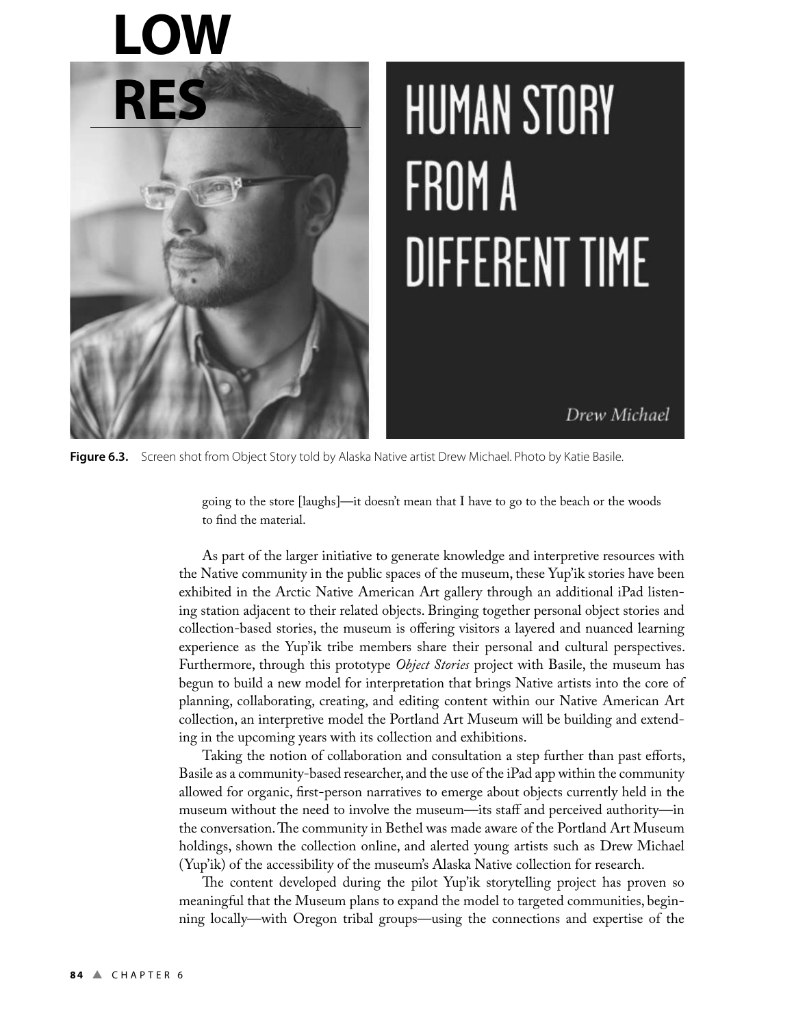Figure 6.3. Screen shot from Object Story told by Alaska Native artist Drew Michael. Photo by Katie Basile.

> going to the store [laughs]—it doesn't mean that I have to go to the beach or the woods to find the material.

As part of the larger initiative to generate knowledge and interpretive resources with the Native community in the public spaces of the museum, these Yup'ik stories have been exhibited in the Arctic Native American Art gallery through an additional iPad listening station adjacent to their related objects. Bringing together personal object stories and collection-based stories, the museum is offering visitors a layered and nuanced learning experience as the Yup'ik tribe members share their personal and cultural perspectives. Furthermore, through this prototype *Object Stories* project with Basile, the museum has begun to build a new model for interpretation that brings Native artists into the core of planning, collaborating, creating, and editing content within our Native American Art collection, an interpretive model the Portland Art Museum will be building and extending in the upcoming years with its collection and exhibitions.

Taking the notion of collaboration and consultation a step further than past efforts, Basile as a community-based researcher, and the use of the iPad app within the community allowed for organic, first-person narratives to emerge about objects currently held in the museum without the need to involve the museum—its staff and perceived authority—in the conversation. The community in Bethel was made aware of the Portland Art Museum holdings, shown the collection online, and alerted young artists such as Drew Michael (Yup'ik) of the accessibility of the museum's Alaska Native collection for research.

The content developed during the pilot Yup'ik storytelling project has proven so meaningful that the Museum plans to expand the model to targeted communities, beginning locally—with Oregon tribal groups—using the connections and expertise of the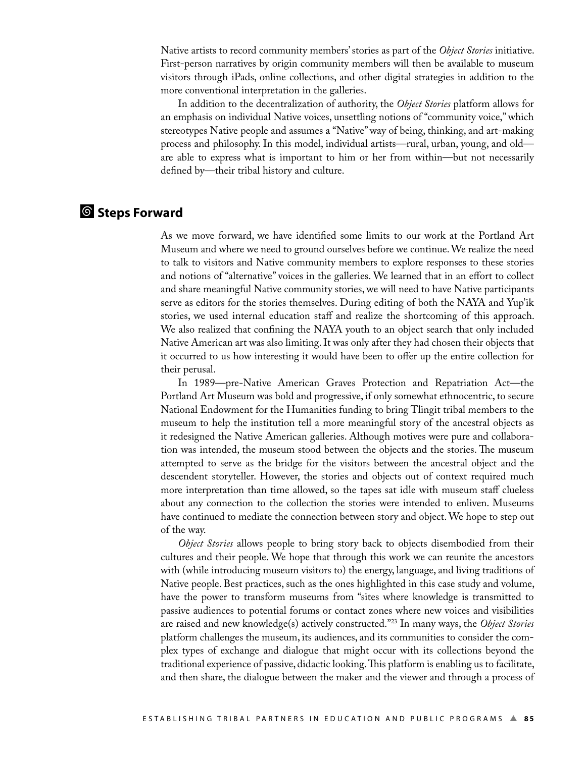Native artists to record community members' stories as part of the *Object Stories* initiative. First-person narratives by origin community members will then be available to museum visitors through iPads, online collections, and other digital strategies in addition to the more conventional interpretation in the galleries.

In addition to the decentralization of authority, the *Object Stories* platform allows for an emphasis on individual Native voices, unsettling notions of "community voice," which stereotypes Native people and assumes a "Native" way of being, thinking, and art-making process and philosophy. In this model, individual artists—rural, urban, young, and old—are able to express what is important to him or her from within—but not necessarily defined by—their tribal history and culture.

## Steps Forward

As we move forward, we have identified some limits to our work at the Portland Art Museum and where we need to ground ourselves before we continue. We realize the need to talk to visitors and Native community members to explore responses to these stories and notions of "alternative" voices in the galleries. We learned that in an effort to collect and share meaningful Native community stories, we will need to have Native participants serve as editors for the stories themselves. During editing of both the NAYA and Yup'ik stories, we used internal education staff and realize the shortcoming of this approach. We also realized that confining the NAYA youth to an object search that only included Native American art was also limiting. It was only after they had chosen their objects that it occurred to us how interesting it would have been to offer up the entire collection for their perusal.

In 1989—pre-Native American Graves Protection and Repatriation Act—the Portland Art Museum was bold and progressive, if only somewhat ethnocentric, to secure National Endowment for the Humanities funding to bring Tlingit tribal members to the museum to help the institution tell a more meaningful story of the ancestral objects as it redesigned the Native American galleries. Although motives were pure and collaboration was intended, the museum stood between the objects and the stories. The museum attempted to serve as the bridge for the visitors between the ancestral object and the descendent storyteller. However, the stories and objects out of context required much more interpretation than time allowed, so the tapes sat idle with museum staff clueless about any connection to the collection the stories were intended to enliven. Museums have continued to mediate the connection between story and object. We hope to step out of the way.

*Object Stories* allows people to bring story back to objects disembodied from their cultures and their people. We hope that through this work we can reunite the ancestors with (while introducing museum visitors to) the energy, language, and living traditions of Native people. Best practices, such as the ones highlighted in this case study and volume, have the power to transform museums from "sites where knowledge is transmitted to passive audiences to potential forums or contact zones where new voices and visibilities are raised and new knowledge(s) actively constructed."[23] In many ways, the *Object Stories* platform challenges the museum, its audiences, and its communities to consider the complex types of exchange and dialogue that might occur with its collections beyond the traditional experience of passive, didactic looking. This platform is enabling us to facilitate, and then share, the dialogue between the maker and the viewer and through a process of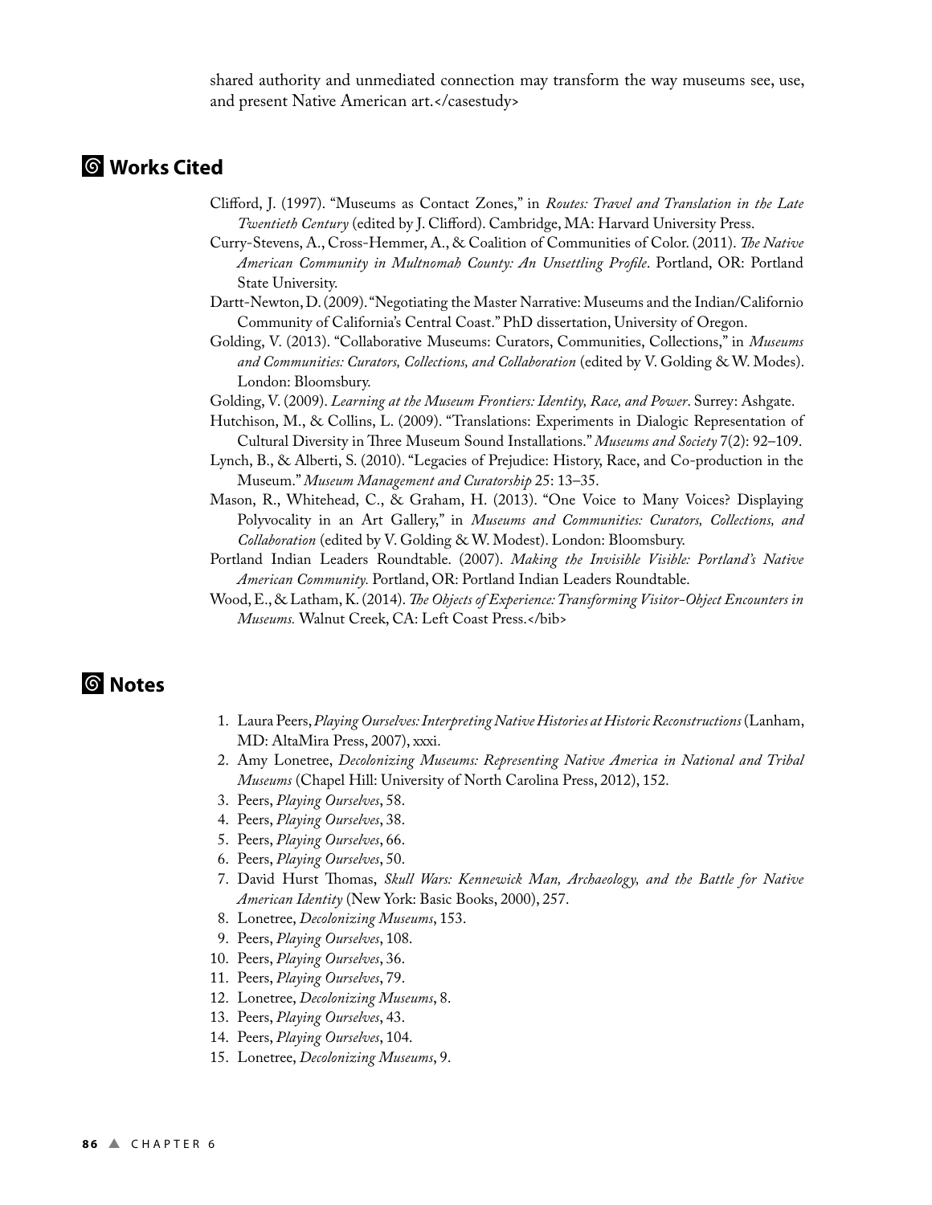shared authority and unmediated connection may transform the way museums see, use, and present Native American art.</casestudy>

## Works Cited

Clifford, J. (1997). "Museums as Contact Zones," in *Routes: Travel and Translation in the Late Twentieth Century* (edited by J. Clifford). Cambridge, MA: Harvard University Press.

Curry-Stevens, A., Cross-Hemmer, A., & Coalition of Communities of Color. (2011). *The Native American Community in Multnomah County: An Unsettling Profile*. Portland, OR: Portland State University.

Dartt-Newton, D. (2009). "Negotiating the Master Narrative: Museums and the Indian/Californio Community of California's Central Coast." PhD dissertation, University of Oregon.

Golding, V. (2013). "Collaborative Museums: Curators, Communities, Collections," in *Museums and Communities: Curators, Collections, and Collaboration* (edited by V. Golding & W. Modes). London: Bloomsbury.

Golding, V. (2009). *Learning at the Museum Frontiers: Identity, Race, and Power*. Surrey: Ashgate.

Hutchison, M., & Collins, L. (2009). "Translations: Experiments in Dialogic Representation of Cultural Diversity in Three Museum Sound Installations." *Museums and Society* 7(2): 92–109.

Lynch, B., & Alberti, S. (2010). "Legacies of Prejudice: History, Race, and Co-production in the Museum." *Museum Management and Curatorship* 25: 13–35.

Mason, R., Whitehead, C., & Graham, H. (2013). "One Voice to Many Voices? Displaying Polyvocality in an Art Gallery," in *Museums and Communities: Curators, Collections, and Collaboration* (edited by V. Golding & W. Modest). London: Bloomsbury.

Portland Indian Leaders Roundtable. (2007). *Making the Invisible Visible: Portland's Native American Community.* Portland, OR: Portland Indian Leaders Roundtable.

Wood, E., & Latham, K. (2014). *The Objects of Experience: Transforming Visitor-Object Encounters in Museums.* Walnut Creek, CA: Left Coast Press.</bib>

## Notes

1. Laura Peers, *Playing Ourselves: Interpreting Native Histories at Historic Reconstructions* (Lanham, MD: AltaMira Press, 2007), xxxi.
2. Amy Lonetree, *Decolonizing Museums: Representing Native America in National and Tribal Museums* (Chapel Hill: University of North Carolina Press, 2012), 152.
3. Peers, *Playing Ourselves*, 58.
4. Peers, *Playing Ourselves*, 38.
5. Peers, *Playing Ourselves*, 66.
6. Peers, *Playing Ourselves*, 50.
7. David Hurst Thomas, *Skull Wars: Kennewick Man, Archaeology, and the Battle for Native American Identity* (New York: Basic Books, 2000), 257.
8. Lonetree, *Decolonizing Museums*, 153.
9. Peers, *Playing Ourselves*, 108.
10. Peers, *Playing Ourselves*, 36.
11. Peers, *Playing Ourselves*, 79.
12. Lonetree, *Decolonizing Museums*, 8.
13. Peers, *Playing Ourselves*, 43.
14. Peers, *Playing Ourselves*, 104.
15. Lonetree, *Decolonizing Museums*, 9.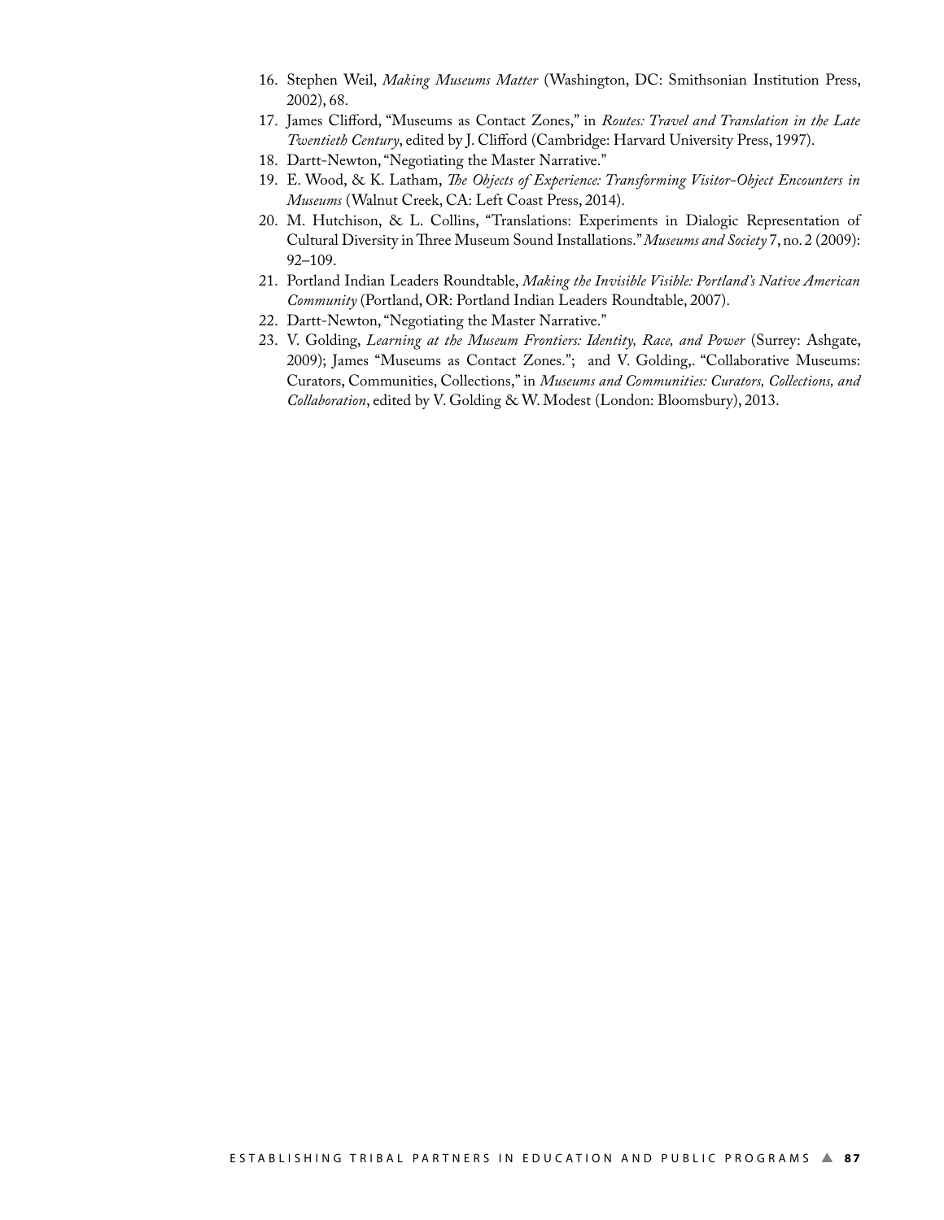16. Stephen Weil, *Making Museums Matter* (Washington, DC: Smithsonian Institution Press, 2002), 68.
17. James Clifford, "Museums as Contact Zones," in *Routes: Travel and Translation in the Late Twentieth Century*, edited by J. Clifford (Cambridge: Harvard University Press, 1997).
18. Dartt-Newton, "Negotiating the Master Narrative."
19. E. Wood, & K. Latham, *The Objects of Experience: Transforming Visitor-Object Encounters in Museums* (Walnut Creek, CA: Left Coast Press, 2014).
20. M. Hutchison, & L. Collins, "Translations: Experiments in Dialogic Representation of Cultural Diversity in Three Museum Sound Installations." *Museums and Society* 7, no. 2 (2009): 92–109.
21. Portland Indian Leaders Roundtable, *Making the Invisible Visible: Portland's Native American Community* (Portland, OR: Portland Indian Leaders Roundtable, 2007).
22. Dartt-Newton, "Negotiating the Master Narrative."
23. V. Golding, *Learning at the Museum Frontiers: Identity, Race, and Power* (Surrey: Ashgate, 2009); James "Museums as Contact Zones."; and V. Golding,. "Collaborative Museums: Curators, Communities, Collections," in *Museums and Communities: Curators, Collections, and Collaboration*, edited by V. Golding & W. Modest (London: Bloomsbury), 2013.